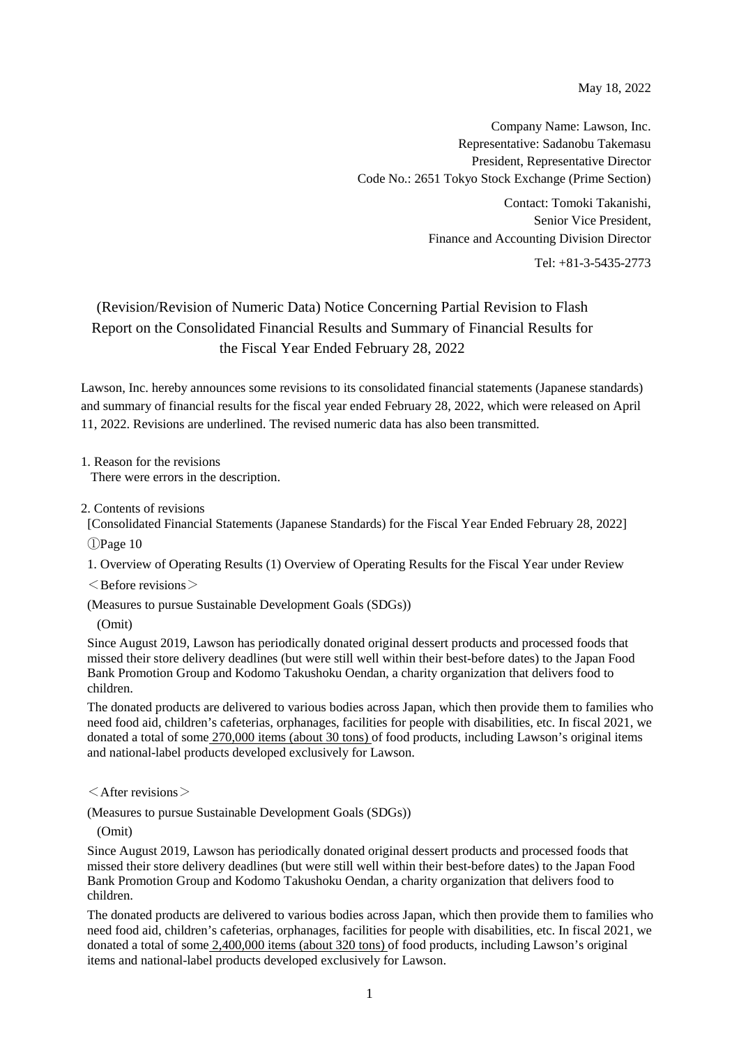May 18, 2022

Company Name: Lawson, Inc.
Representative: Sadanobu Takemasu
President, Representative Director
Code No.: 2651 Tokyo Stock Exchange (Prime Section)

Contact: Tomoki Takanishi,
Senior Vice President,
Finance and Accounting Division Director

Tel: +81-3-5435-2773

# (Revision/Revision of Numeric Data) Notice Concerning Partial Revision to Flash Report on the Consolidated Financial Results and Summary of Financial Results for the Fiscal Year Ended February 28, 2022

Lawson, Inc. hereby announces some revisions to its consolidated financial statements (Japanese standards) and summary of financial results for the fiscal year ended February 28, 2022, which were released on April 11, 2022. Revisions are underlined. The revised numeric data has also been transmitted.

1. Reason for the revisions

There were errors in the description.

2. Contents of revisions

[Consolidated Financial Statements (Japanese Standards) for the Fiscal Year Ended February 28, 2022]

①Page 10

1. Overview of Operating Results (1) Overview of Operating Results for the Fiscal Year under Review

＜Before revisions＞

(Measures to pursue Sustainable Development Goals (SDGs))

(Omit)

Since August 2019, Lawson has periodically donated original dessert products and processed foods that missed their store delivery deadlines (but were still well within their best-before dates) to the Japan Food Bank Promotion Group and Kodomo Takushoku Oendan, a charity organization that delivers food to children.

The donated products are delivered to various bodies across Japan, which then provide them to families who need food aid, children's cafeterias, orphanages, facilities for people with disabilities, etc. In fiscal 2021, we donated a total of some <u>270,000 items (about 30 tons)</u> of food products, including Lawson's original items and national-label products developed exclusively for Lawson.

＜After revisions＞

(Measures to pursue Sustainable Development Goals (SDGs))

(Omit)

Since August 2019, Lawson has periodically donated original dessert products and processed foods that missed their store delivery deadlines (but were still well within their best-before dates) to the Japan Food Bank Promotion Group and Kodomo Takushoku Oendan, a charity organization that delivers food to children.

The donated products are delivered to various bodies across Japan, which then provide them to families who need food aid, children's cafeterias, orphanages, facilities for people with disabilities, etc. In fiscal 2021, we donated a total of some <u>2,400,000 items (about 320 tons)</u> of food products, including Lawson's original items and national-label products developed exclusively for Lawson.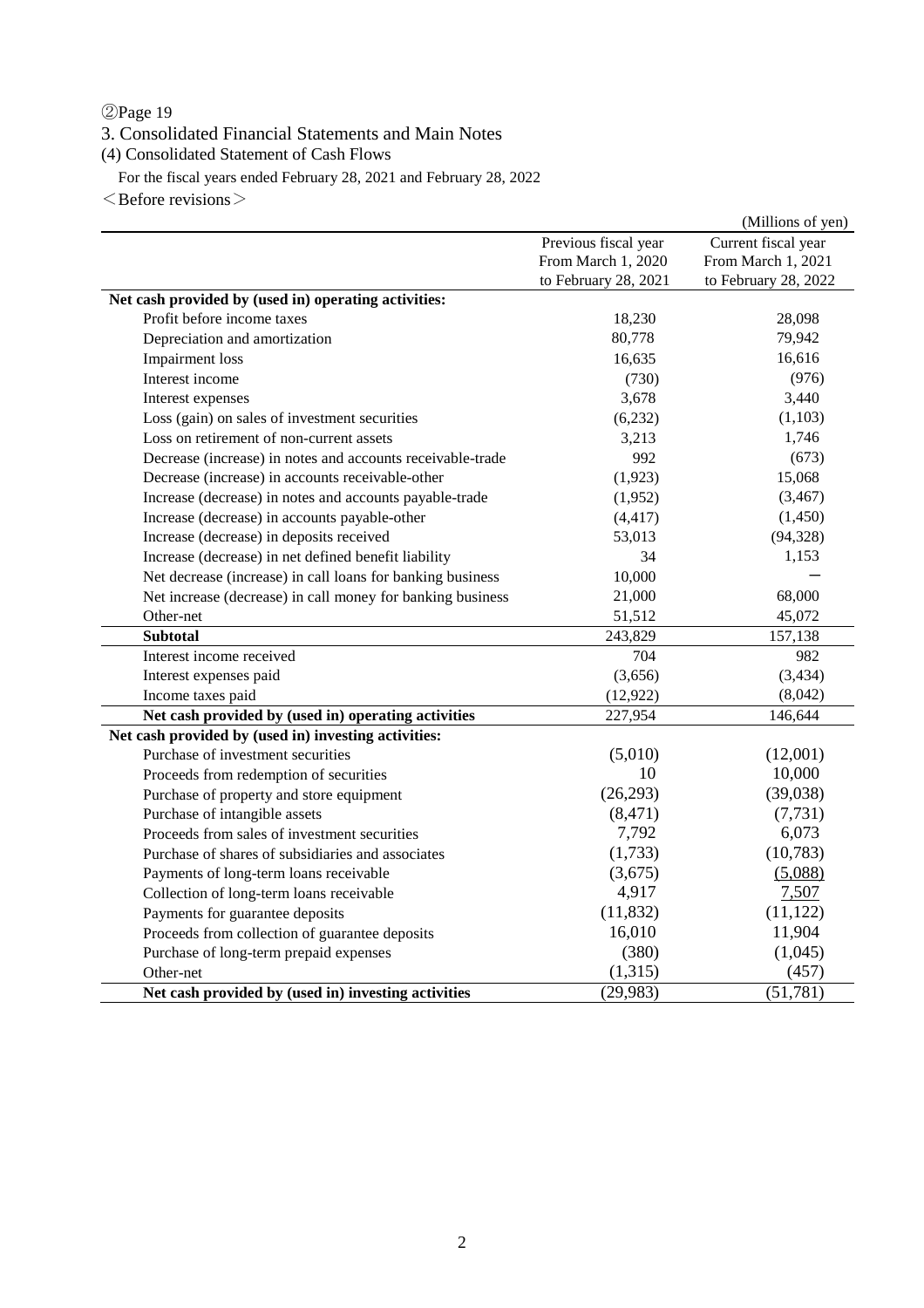②Page 19

3. Consolidated Financial Statements and Main Notes

(4) Consolidated Statement of Cash Flows

For the fiscal years ended February 28, 2021 and February 28, 2022

＜Before revisions＞

(Millions of yen)

| | Previous fiscal year From March 1, 2020 to February 28, 2021 | Current fiscal year From March 1, 2021 to February 28, 2022 |
|---|---|---|
| **Net cash provided by (used in) operating activities:** | | |
| Profit before income taxes | 18,230 | 28,098 |
| Depreciation and amortization | 80,778 | 79,942 |
| Impairment loss | 16,635 | 16,616 |
| Interest income | (730) | (976) |
| Interest expenses | 3,678 | 3,440 |
| Loss (gain) on sales of investment securities | (6,232) | (1,103) |
| Loss on retirement of non-current assets | 3,213 | 1,746 |
| Decrease (increase) in notes and accounts receivable-trade | 992 | (673) |
| Decrease (increase) in accounts receivable-other | (1,923) | 15,068 |
| Increase (decrease) in notes and accounts payable-trade | (1,952) | (3,467) |
| Increase (decrease) in accounts payable-other | (4,417) | (1,450) |
| Increase (decrease) in deposits received | 53,013 | (94,328) |
| Increase (decrease) in net defined benefit liability | 34 | 1,153 |
| Net decrease (increase) in call loans for banking business | 10,000 | − |
| Net increase (decrease) in call money for banking business | 21,000 | 68,000 |
| Other-net | 51,512 | 45,072 |
| **Subtotal** | 243,829 | 157,138 |
| Interest income received | 704 | 982 |
| Interest expenses paid | (3,656) | (3,434) |
| Income taxes paid | (12,922) | (8,042) |
| **Net cash provided by (used in) operating activities** | 227,954 | 146,644 |
| **Net cash provided by (used in) investing activities:** | | |
| Purchase of investment securities | (5,010) | (12,001) |
| Proceeds from redemption of securities | 10 | 10,000 |
| Purchase of property and store equipment | (26,293) | (39,038) |
| Purchase of intangible assets | (8,471) | (7,731) |
| Proceeds from sales of investment securities | 7,792 | 6,073 |
| Purchase of shares of subsidiaries and associates | (1,733) | (10,783) |
| Payments of long-term loans receivable | (3,675) | (5,088) |
| Collection of long-term loans receivable | 4,917 | 7,507 |
| Payments for guarantee deposits | (11,832) | (11,122) |
| Proceeds from collection of guarantee deposits | 16,010 | 11,904 |
| Purchase of long-term prepaid expenses | (380) | (1,045) |
| Other-net | (1,315) | (457) |
| **Net cash provided by (used in) investing activities** | (29,983) | (51,781) |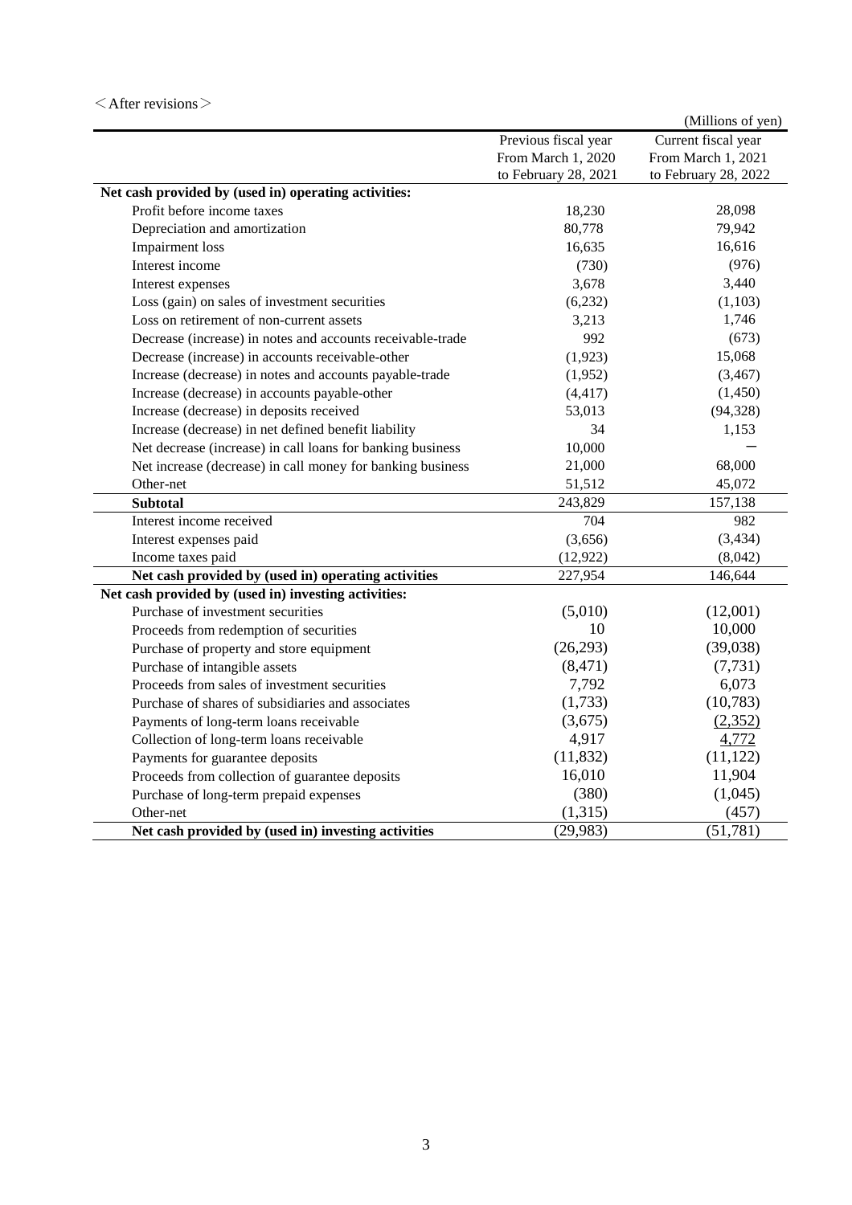＜After revisions＞

(Millions of yen)

| | Previous fiscal year From March 1, 2020 to February 28, 2021 | Current fiscal year From March 1, 2021 to February 28, 2022 |
|---|---|---|
| **Net cash provided by (used in) operating activities:** | | |
| Profit before income taxes | 18,230 | 28,098 |
| Depreciation and amortization | 80,778 | 79,942 |
| Impairment loss | 16,635 | 16,616 |
| Interest income | (730) | (976) |
| Interest expenses | 3,678 | 3,440 |
| Loss (gain) on sales of investment securities | (6,232) | (1,103) |
| Loss on retirement of non-current assets | 3,213 | 1,746 |
| Decrease (increase) in notes and accounts receivable-trade | 992 | (673) |
| Decrease (increase) in accounts receivable-other | (1,923) | 15,068 |
| Increase (decrease) in notes and accounts payable-trade | (1,952) | (3,467) |
| Increase (decrease) in accounts payable-other | (4,417) | (1,450) |
| Increase (decrease) in deposits received | 53,013 | (94,328) |
| Increase (decrease) in net defined benefit liability | 34 | 1,153 |
| Net decrease (increase) in call loans for banking business | 10,000 | ― |
| Net increase (decrease) in call money for banking business | 21,000 | 68,000 |
| Other-net | 51,512 | 45,072 |
| **Subtotal** | 243,829 | 157,138 |
| Interest income received | 704 | 982 |
| Interest expenses paid | (3,656) | (3,434) |
| Income taxes paid | (12,922) | (8,042) |
| **Net cash provided by (used in) operating activities** | 227,954 | 146,644 |
| **Net cash provided by (used in) investing activities:** | | |
| Purchase of investment securities | (5,010) | (12,001) |
| Proceeds from redemption of securities | 10 | 10,000 |
| Purchase of property and store equipment | (26,293) | (39,038) |
| Purchase of intangible assets | (8,471) | (7,731) |
| Proceeds from sales of investment securities | 7,792 | 6,073 |
| Purchase of shares of subsidiaries and associates | (1,733) | (10,783) |
| Payments of long-term loans receivable | (3,675) | (2,352) |
| Collection of long-term loans receivable | 4,917 | 4,772 |
| Payments for guarantee deposits | (11,832) | (11,122) |
| Proceeds from collection of guarantee deposits | 16,010 | 11,904 |
| Purchase of long-term prepaid expenses | (380) | (1,045) |
| Other-net | (1,315) | (457) |
| **Net cash provided by (used in) investing activities** | (29,983) | (51,781) |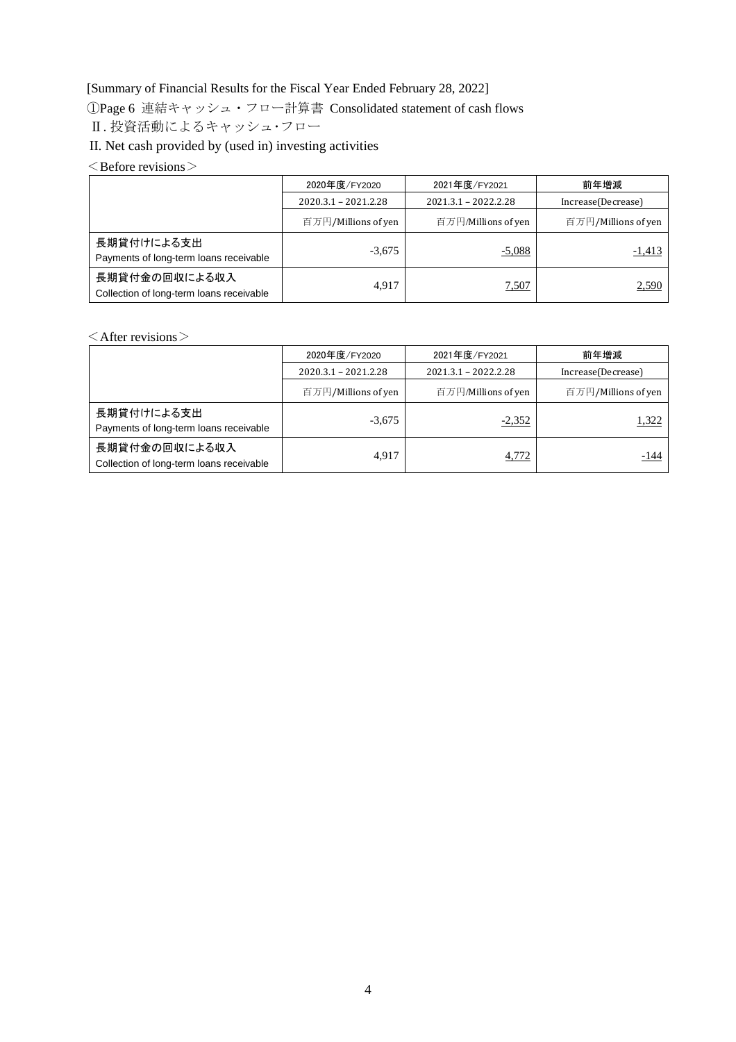[Summary of Financial Results for the Fiscal Year Ended February 28, 2022]

①Page 6 連結キャッシュ・フロー計算書 Consolidated statement of cash flows

Ⅱ. 投資活動によるキャッシュ･フロー

II. Net cash provided by (used in) investing activities

＜Before revisions＞

| | 2020年度/FY2020 | 2021年度/FY2021 | 前年増減 |
|---|---|---|---|
| | 2020.3.1 – 2021.2.28 | 2021.3.1 – 2022.2.28 | Increase(Decrease) |
| | 百万円/Millions of yen | 百万円/Millions of yen | 百万円/Millions of yen |
| 長期貸付けによる支出<br>Payments of long-term loans receivable | -3,675 | -5,088 | -1,413 |
| 長期貸付金の回収による収入<br>Collection of long-term loans receivable | 4,917 | 7,507 | 2,590 |

＜After revisions＞

| | 2020年度/FY2020 | 2021年度/FY2021 | 前年増減 |
|---|---|---|---|
| | 2020.3.1 – 2021.2.28 | 2021.3.1 – 2022.2.28 | Increase(Decrease) |
| | 百万円/Millions of yen | 百万円/Millions of yen | 百万円/Millions of yen |
| 長期貸付けによる支出<br>Payments of long-term loans receivable | -3,675 | -2,352 | 1,322 |
| 長期貸付金の回収による収入<br>Collection of long-term loans receivable | 4,917 | 4,772 | -144 |